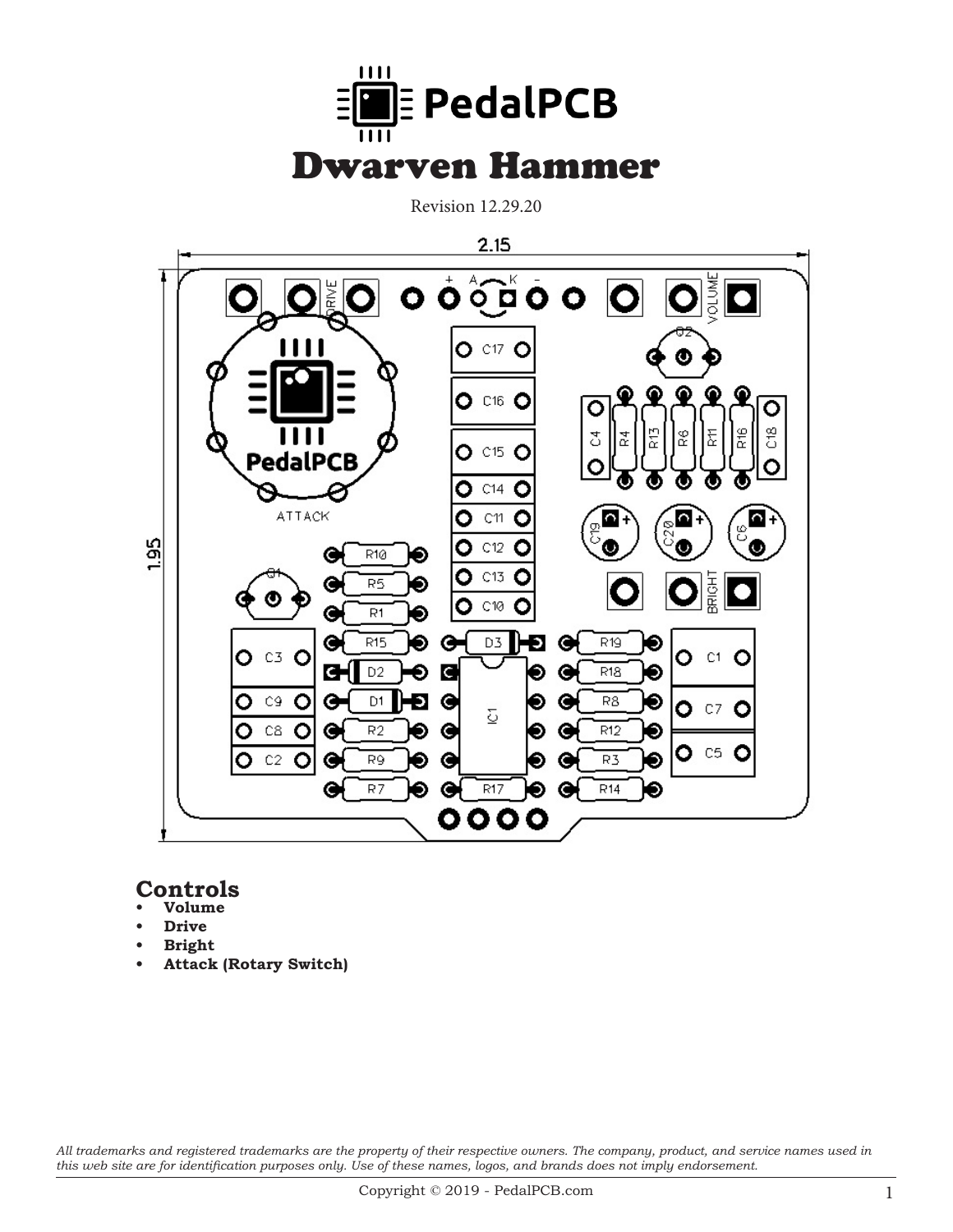# Dwarven Hammer

Revision 12.29.20

## Controls

- **Volume**
- **Drive**
- **Bright**
- **Attack (Rotary Switch)**

*All trademarks and registered trademarks are the property of their respective owners. The company, product, and service names used in this web site are for identification purposes only. Use of these names, logos, and brands does not imply endorsement.*

Copyright © 2019 - PedalPCB.com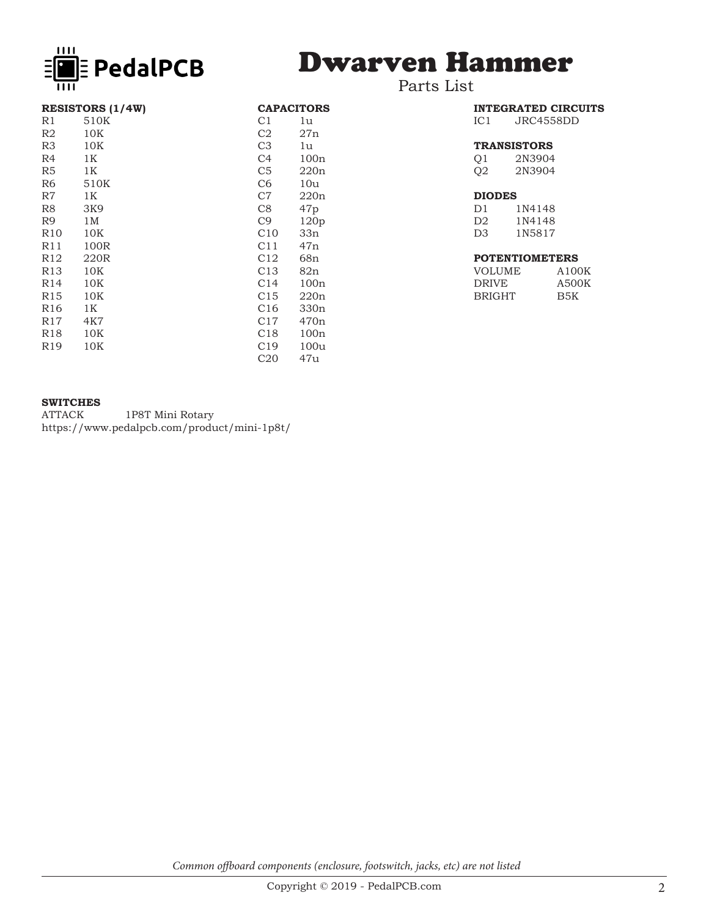# Dwarven Hammer

Parts List

**RESISTORS (1/4W)**

| | |
|---|---|
| R1 | 510K |
| R2 | 10K |
| R3 | 10K |
| R4 | 1K |
| R5 | 1K |
| R6 | 510K |
| R7 | 1K |
| R8 | 3K9 |
| R9 | 1M |
| R10 | 10K |
| R11 | 100R |
| R12 | 220R |
| R13 | 10K |
| R14 | 10K |
| R15 | 10K |
| R16 | 1K |
| R17 | 4K7 |
| R18 | 10K |
| R19 | 10K |

**CAPACITORS**

| | |
|---|---|
| C1 | 1u |
| C2 | 27n |
| C3 | 1u |
| C4 | 100n |
| C5 | 220n |
| C6 | 10u |
| C7 | 220n |
| C8 | 47p |
| C9 | 120p |
| C10 | 33n |
| C11 | 47n |
| C12 | 68n |
| C13 | 82n |
| C14 | 100n |
| C15 | 220n |
| C16 | 330n |
| C17 | 470n |
| C18 | 100n |
| C19 | 100u |
| C20 | 47u |

**INTEGRATED CIRCUITS**

| | |
|---|---|
| IC1 | JRC4558DD |

**TRANSISTORS**

| | |
|---|---|
| Q1 | 2N3904 |
| Q2 | 2N3904 |

**DIODES**

| | |
|---|---|
| D1 | 1N4148 |
| D2 | 1N4148 |
| D3 | 1N5817 |

**POTENTIOMETERS**

| | |
|---|---|
| VOLUME | A100K |
| DRIVE | A500K |
| BRIGHT | B5K |

**SWITCHES**

ATTACK 1P8T Mini Rotary
https://www.pedalpcb.com/product/mini-1p8t/

*Common offboard components (enclosure, footswitch, jacks, etc) are not listed*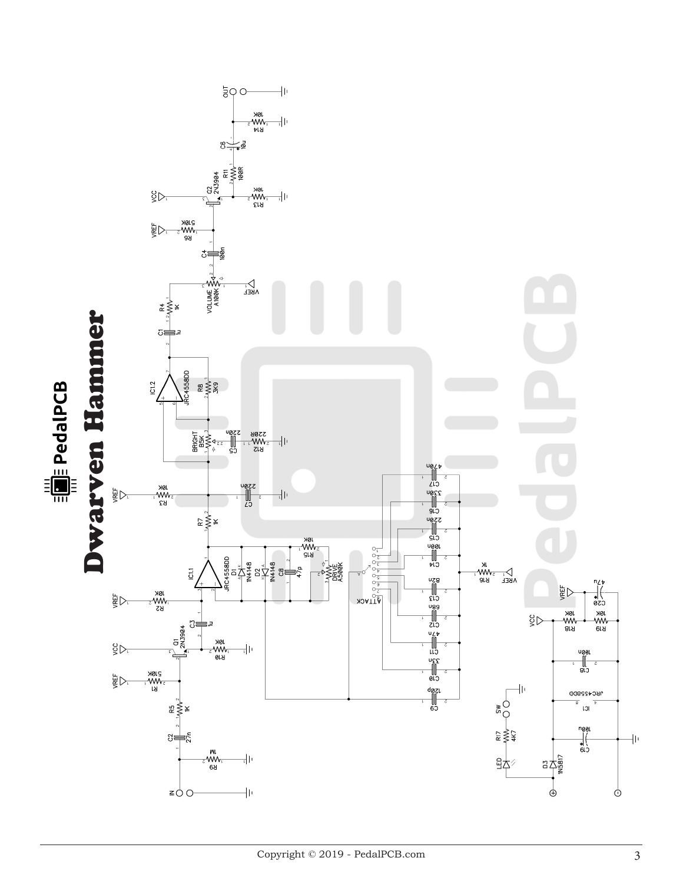# PedalPCB

# Dwarven Hammer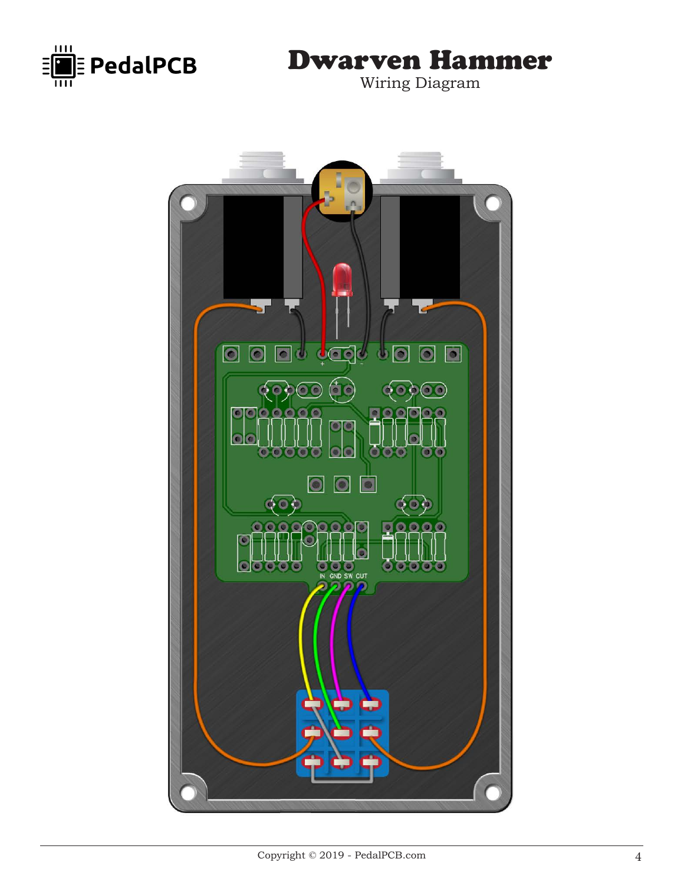# Dwarven Hammer

Wiring Diagram

IN GND SW CUT

Copyright © 2019 - PedalPCB.com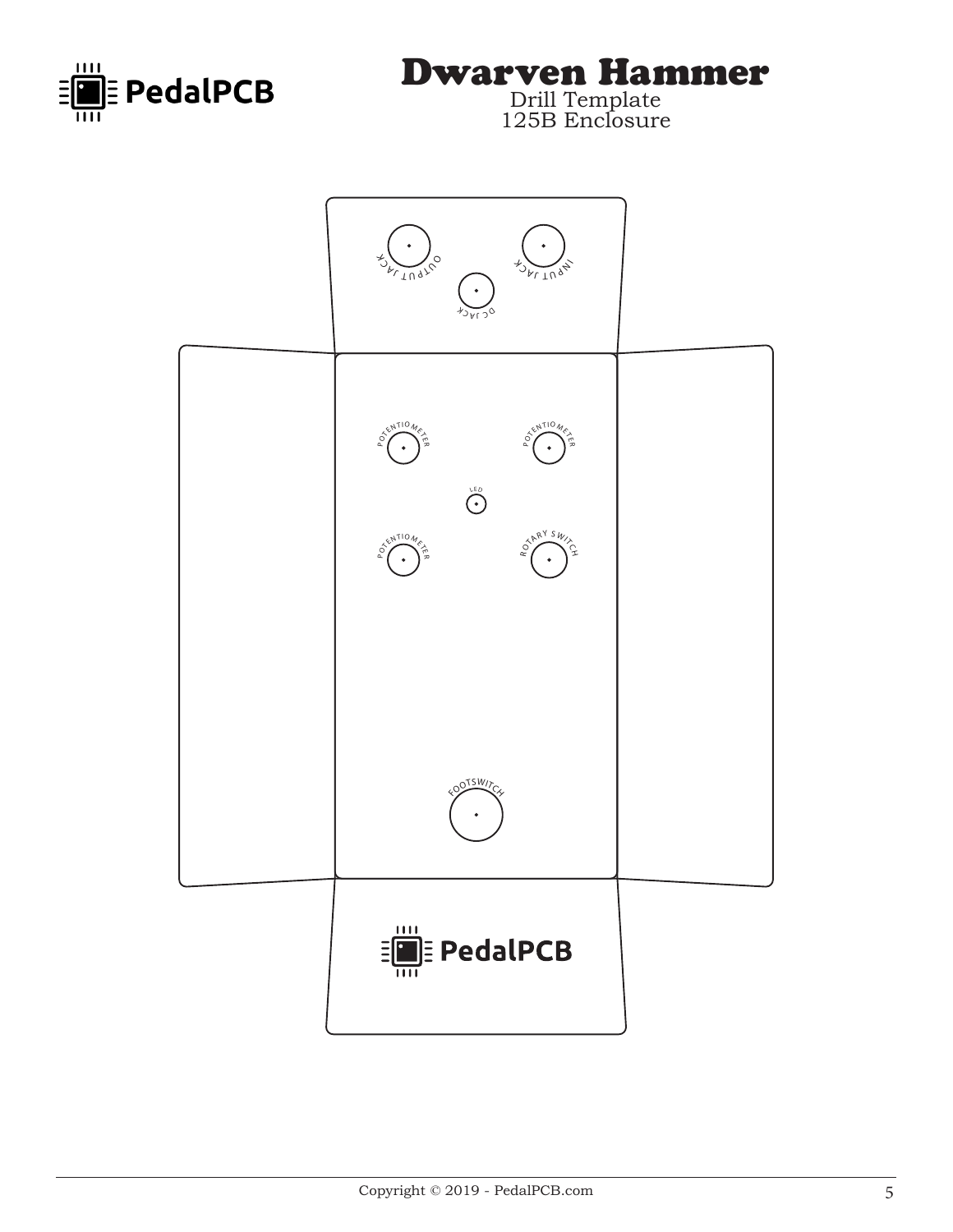# Dwarven Hammer

Drill Template
125B Enclosure

OUTPUT JACK

INPUT JACK

DC JACK

POTENTIOMETER

POTENTIOMETER

LED

POTENTIOMETER

ROTARY SWITCH

FOOTSWITCH

PedalPCB

Copyright © 2019 - PedalPCB.com